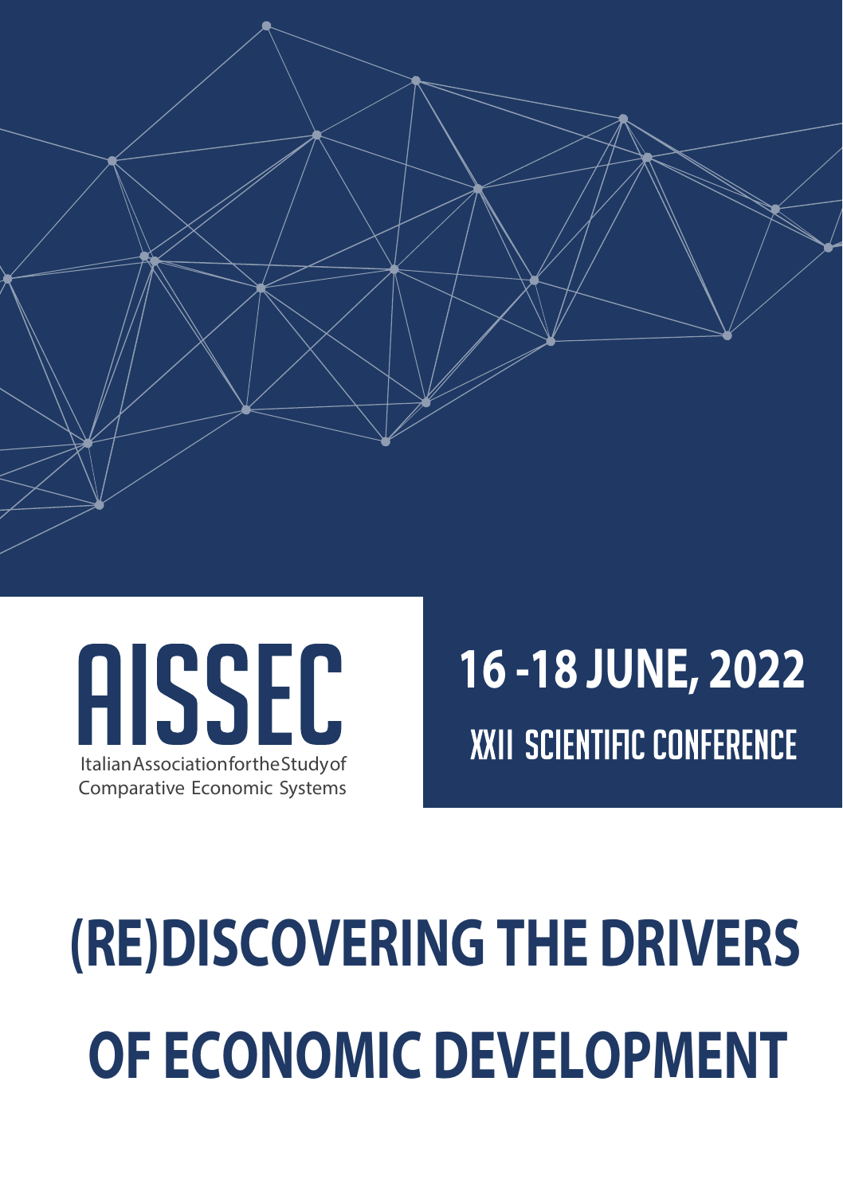# AISSEC

Italian Association for the Study of Comparative Economic Systems

## 16 -18 JUNE, 2022

## XXII SCIENTIFIC CONFERENCE

# (RE)DISCOVERING THE DRIVERS OF ECONOMIC DEVELOPMENT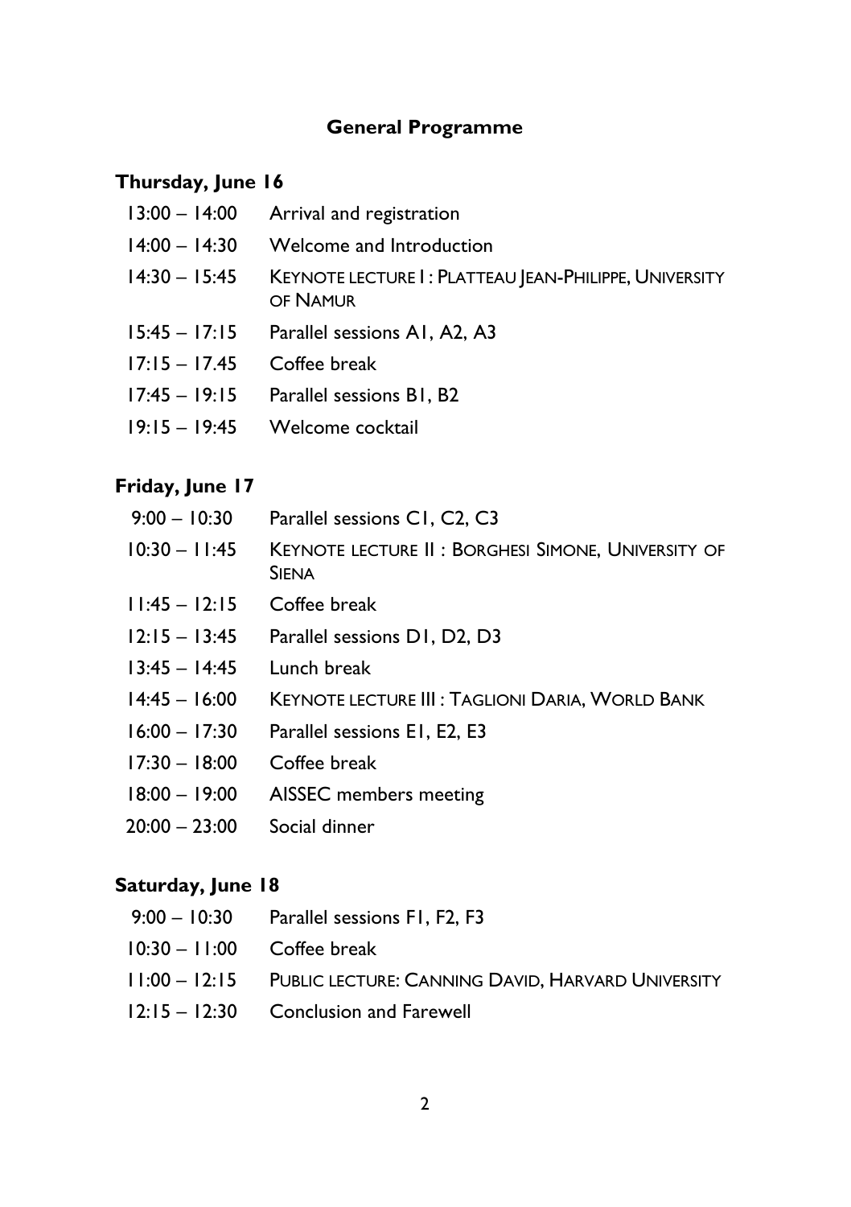## General Programme

### Thursday, June 16

| | |
|---|---|
| 13:00 – 14:00 | Arrival and registration |
| 14:00 – 14:30 | Welcome and Introduction |
| 14:30 – 15:45 | KEYNOTE LECTURE I : PLATTEAU JEAN-PHILIPPE, UNIVERSITY OF NAMUR |
| 15:45 – 17:15 | Parallel sessions A1, A2, A3 |
| 17:15 – 17.45 | Coffee break |
| 17:45 – 19:15 | Parallel sessions B1, B2 |
| 19:15 – 19:45 | Welcome cocktail |

### Friday, June 17

| | |
|---|---|
| 9:00 – 10:30 | Parallel sessions C1, C2, C3 |
| 10:30 – 11:45 | KEYNOTE LECTURE II : BORGHESI SIMONE, UNIVERSITY OF SIENA |
| 11:45 – 12:15 | Coffee break |
| 12:15 – 13:45 | Parallel sessions D1, D2, D3 |
| 13:45 – 14:45 | Lunch break |
| 14:45 – 16:00 | KEYNOTE LECTURE III : TAGLIONI DARIA, WORLD BANK |
| 16:00 – 17:30 | Parallel sessions E1, E2, E3 |
| 17:30 – 18:00 | Coffee break |
| 18:00 – 19:00 | AISSEC members meeting |
| 20:00 – 23:00 | Social dinner |

### Saturday, June 18

| | |
|---|---|
| 9:00 – 10:30 | Parallel sessions F1, F2, F3 |
| 10:30 – 11:00 | Coffee break |
| 11:00 – 12:15 | PUBLIC LECTURE: CANNING DAVID, HARVARD UNIVERSITY |
| 12:15 – 12:30 | Conclusion and Farewell |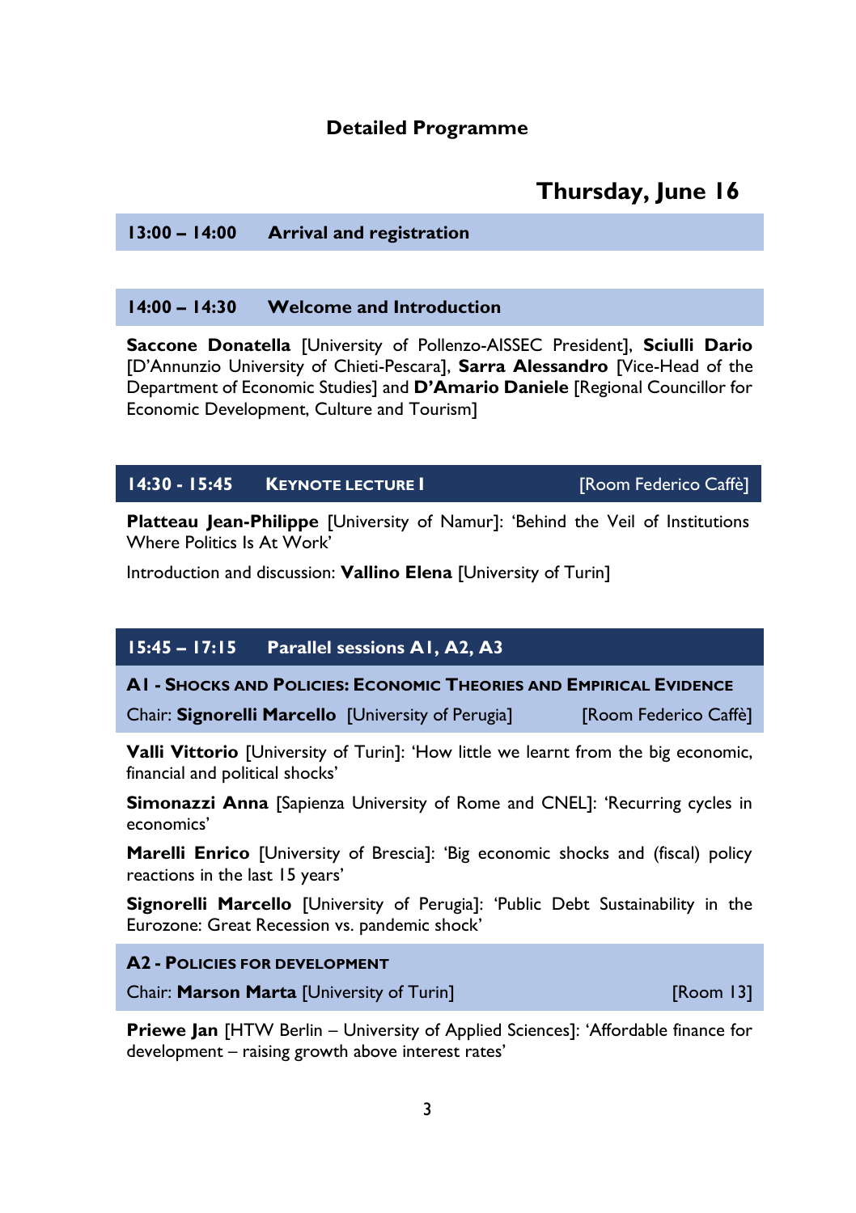# Detailed Programme

## Thursday, June 16

**13:00 – 14:00 Arrival and registration**

**14:00 – 14:30 Welcome and Introduction**

**Saccone Donatella** [University of Pollenzo-AISSEC President], **Sciulli Dario** [D'Annunzio University of Chieti-Pescara], **Sarra Alessandro** [Vice-Head of the Department of Economic Studies] and **D'Amario Daniele** [Regional Councillor for Economic Development, Culture and Tourism]

**14:30 - 15:45 KEYNOTE LECTURE I** [Room Federico Caffè]

**Platteau Jean-Philippe** [University of Namur]: 'Behind the Veil of Institutions Where Politics Is At Work'

Introduction and discussion: **Vallino Elena** [University of Turin]

**15:45 – 17:15 Parallel sessions A1, A2, A3**

**A1 - SHOCKS AND POLICIES: ECONOMIC THEORIES AND EMPIRICAL EVIDENCE**

Chair: **Signorelli Marcello** [University of Perugia] [Room Federico Caffè]

**Valli Vittorio** [University of Turin]: 'How little we learnt from the big economic, financial and political shocks'

**Simonazzi Anna** [Sapienza University of Rome and CNEL]: 'Recurring cycles in economics'

**Marelli Enrico** [University of Brescia]: 'Big economic shocks and (fiscal) policy reactions in the last 15 years'

**Signorelli Marcello** [University of Perugia]: 'Public Debt Sustainability in the Eurozone: Great Recession vs. pandemic shock'

**A2 - POLICIES FOR DEVELOPMENT**

Chair: **Marson Marta** [University of Turin] [Room 13]

**Priewe Jan** [HTW Berlin – University of Applied Sciences]: 'Affordable finance for development – raising growth above interest rates'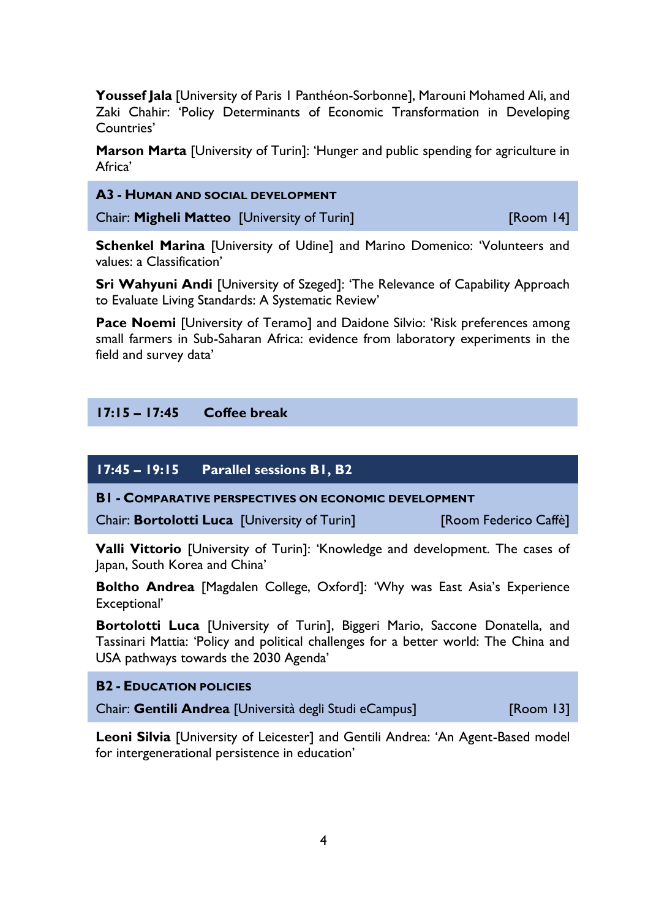**Youssef Jala** [University of Paris 1 Panthéon-Sorbonne], Marouni Mohamed Ali, and Zaki Chahir: 'Policy Determinants of Economic Transformation in Developing Countries'

**Marson Marta** [University of Turin]: 'Hunger and public spending for agriculture in Africa'

### A3 - HUMAN AND SOCIAL DEVELOPMENT

Chair: **Migheli Matteo** [University of Turin] [Room 14]

**Schenkel Marina** [University of Udine] and Marino Domenico: 'Volunteers and values: a Classification'

**Sri Wahyuni Andi** [University of Szeged]: 'The Relevance of Capability Approach to Evaluate Living Standards: A Systematic Review'

**Pace Noemi** [University of Teramo] and Daidone Silvio: 'Risk preferences among small farmers in Sub-Saharan Africa: evidence from laboratory experiments in the field and survey data'

## 17:15 – 17:45 Coffee break

## 17:45 – 19:15 Parallel sessions B1, B2

### B1 - COMPARATIVE PERSPECTIVES ON ECONOMIC DEVELOPMENT

Chair: **Bortolotti Luca** [University of Turin] [Room Federico Caffè]

**Valli Vittorio** [University of Turin]: 'Knowledge and development. The cases of Japan, South Korea and China'

**Boltho Andrea** [Magdalen College, Oxford]: 'Why was East Asia's Experience Exceptional'

**Bortolotti Luca** [University of Turin], Biggeri Mario, Saccone Donatella, and Tassinari Mattia: 'Policy and political challenges for a better world: The China and USA pathways towards the 2030 Agenda'

### B2 - EDUCATION POLICIES

Chair: **Gentili Andrea** [Università degli Studi eCampus] [Room 13]

**Leoni Silvia** [University of Leicester] and Gentili Andrea: 'An Agent-Based model for intergenerational persistence in education'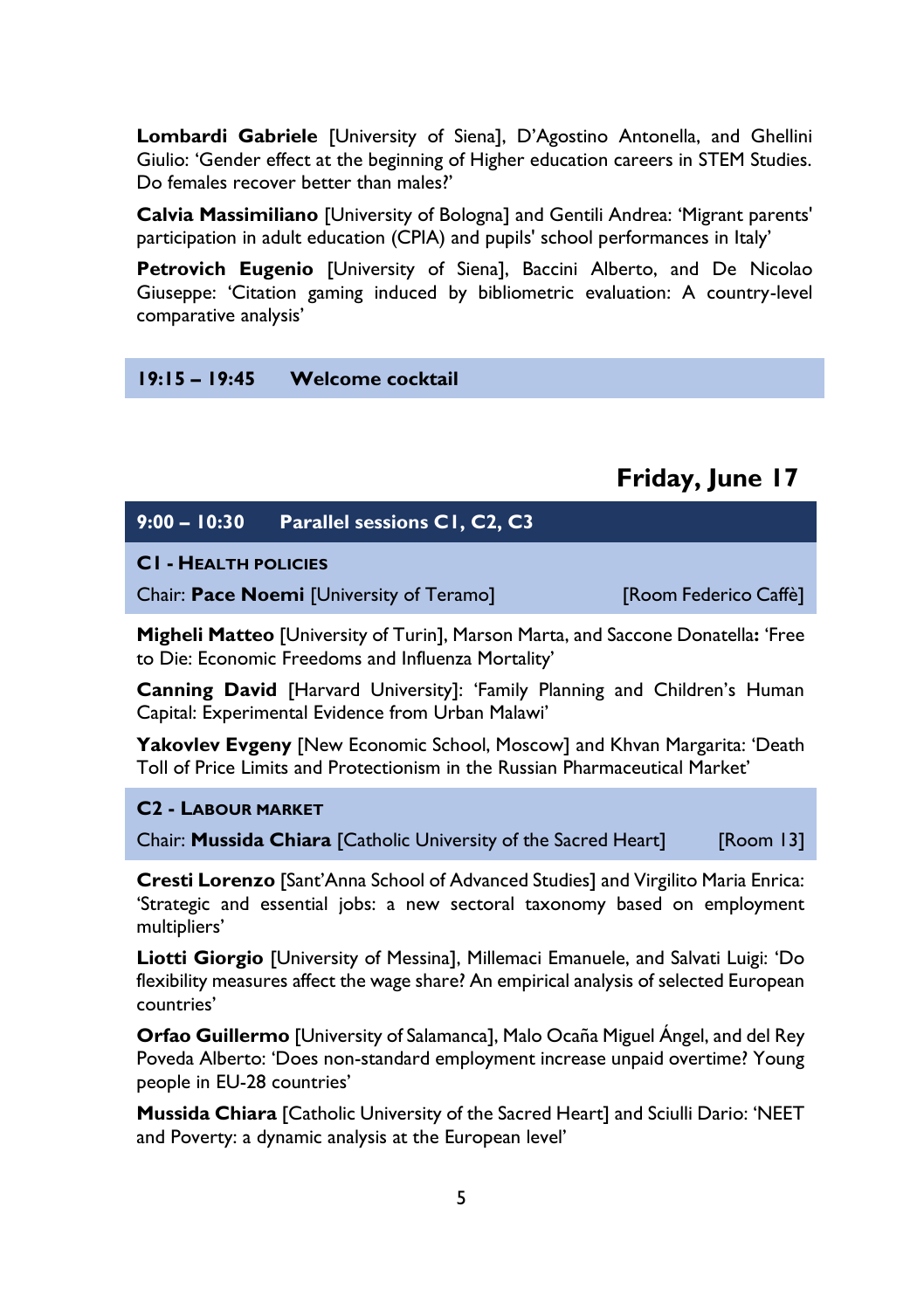**Lombardi Gabriele** [University of Siena], D'Agostino Antonella, and Ghellini Giulio: 'Gender effect at the beginning of Higher education careers in STEM Studies. Do females recover better than males?'

**Calvia Massimiliano** [University of Bologna] and Gentili Andrea: 'Migrant parents' participation in adult education (CPIA) and pupils' school performances in Italy'

**Petrovich Eugenio** [University of Siena], Baccini Alberto, and De Nicolao Giuseppe: 'Citation gaming induced by bibliometric evaluation: A country-level comparative analysis'

**19:15 – 19:45 Welcome cocktail**

## Friday, June 17

**9:00 – 10:30 Parallel sessions C1, C2, C3**

### C1 - Health Policies

Chair: **Pace Noemi** [University of Teramo] [Room Federico Caffè]

**Migheli Matteo** [University of Turin], Marson Marta, and Saccone Donatella**:** 'Free to Die: Economic Freedoms and Influenza Mortality'

**Canning David** [Harvard University]: 'Family Planning and Children's Human Capital: Experimental Evidence from Urban Malawi'

**Yakovlev Evgeny** [New Economic School, Moscow] and Khvan Margarita: 'Death Toll of Price Limits and Protectionism in the Russian Pharmaceutical Market'

### C2 - Labour Market

Chair: **Mussida Chiara** [Catholic University of the Sacred Heart] [Room 13]

**Cresti Lorenzo** [Sant'Anna School of Advanced Studies] and Virgilito Maria Enrica: 'Strategic and essential jobs: a new sectoral taxonomy based on employment multipliers'

**Liotti Giorgio** [University of Messina], Millemaci Emanuele, and Salvati Luigi: 'Do flexibility measures affect the wage share? An empirical analysis of selected European countries'

**Orfao Guillermo** [University of Salamanca], Malo Ocaña Miguel Ángel, and del Rey Poveda Alberto: 'Does non-standard employment increase unpaid overtime? Young people in EU-28 countries'

**Mussida Chiara** [Catholic University of the Sacred Heart] and Sciulli Dario: 'NEET and Poverty: a dynamic analysis at the European level'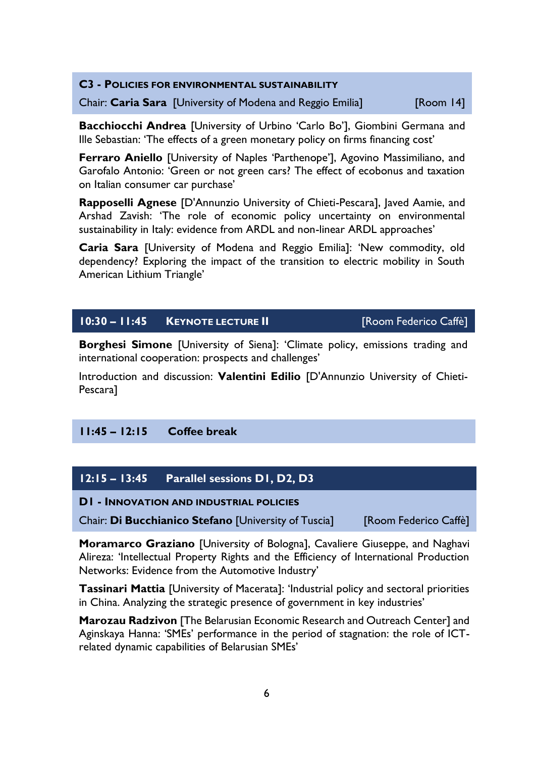### C3 - Policies for environmental sustainability

Chair: **Caria Sara** [University of Modena and Reggio Emilia] [Room 14]

**Bacchiocchi Andrea** [University of Urbino 'Carlo Bo'], Giombini Germana and Ille Sebastian: 'The effects of a green monetary policy on firms financing cost'

**Ferraro Aniello** [University of Naples 'Parthenope'], Agovino Massimiliano, and Garofalo Antonio: 'Green or not green cars? The effect of ecobonus and taxation on Italian consumer car purchase'

**Rapposelli Agnese** [D'Annunzio University of Chieti-Pescara], Javed Aamie, and Arshad Zavish: 'The role of economic policy uncertainty on environmental sustainability in Italy: evidence from ARDL and non-linear ARDL approaches'

**Caria Sara** [University of Modena and Reggio Emilia]: 'New commodity, old dependency? Exploring the impact of the transition to electric mobility in South American Lithium Triangle'

## 10:30 – 11:45 Keynote lecture II [Room Federico Caffè]

**Borghesi Simone** [University of Siena]: 'Climate policy, emissions trading and international cooperation: prospects and challenges'

Introduction and discussion: **Valentini Edilio** [D'Annunzio University of Chieti-Pescara]

## 11:45 – 12:15 Coffee break

## 12:15 – 13:45 Parallel sessions D1, D2, D3

### D1 - Innovation and industrial policies

Chair: **Di Bucchianico Stefano** [University of Tuscia] [Room Federico Caffè]

**Moramarco Graziano** [University of Bologna], Cavaliere Giuseppe, and Naghavi Alireza: 'Intellectual Property Rights and the Efficiency of International Production Networks: Evidence from the Automotive Industry'

**Tassinari Mattia** [University of Macerata]: 'Industrial policy and sectoral priorities in China. Analyzing the strategic presence of government in key industries'

**Marozau Radzivon** [The Belarusian Economic Research and Outreach Center] and Aginskaya Hanna: 'SMEs' performance in the period of stagnation: the role of ICT-related dynamic capabilities of Belarusian SMEs'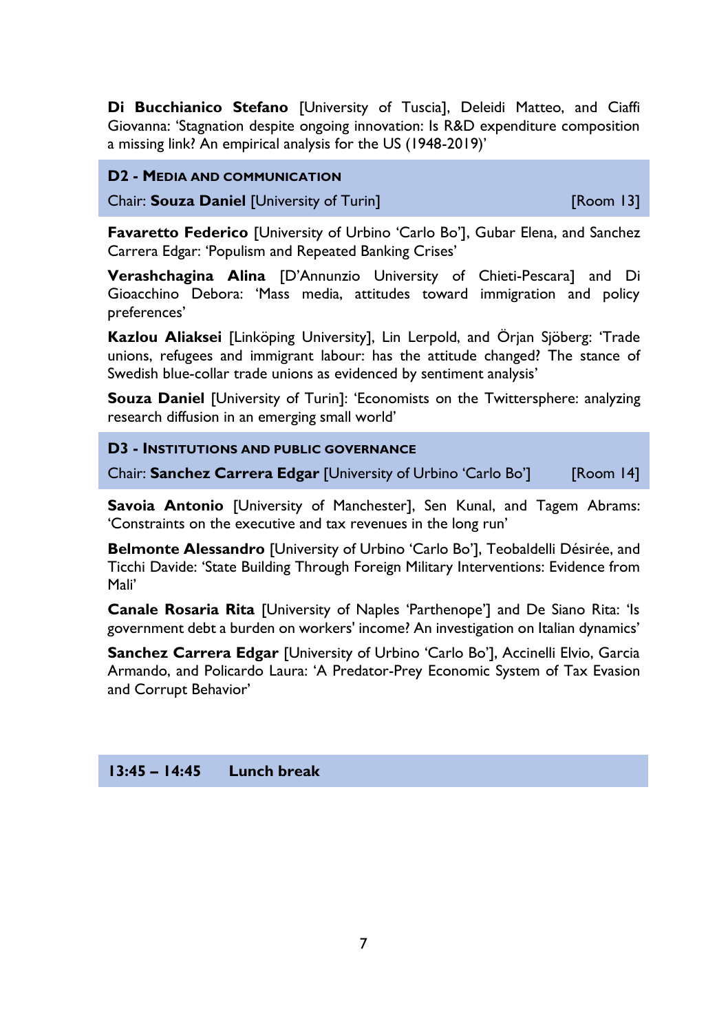**Di Bucchianico Stefano** [University of Tuscia], Deleidi Matteo, and Ciaffi Giovanna: 'Stagnation despite ongoing innovation: Is R&D expenditure composition a missing link? An empirical analysis for the US (1948-2019)'

## D2 - Media and communication

Chair: **Souza Daniel** [University of Turin] [Room 13]

**Favaretto Federico** [University of Urbino 'Carlo Bo'], Gubar Elena, and Sanchez Carrera Edgar: 'Populism and Repeated Banking Crises'

**Verashchagina Alina** [D'Annunzio University of Chieti-Pescara] and Di Gioacchino Debora: 'Mass media, attitudes toward immigration and policy preferences'

**Kazlou Aliaksei** [Linköping University], Lin Lerpold, and Örjan Sjöberg: 'Trade unions, refugees and immigrant labour: has the attitude changed? The stance of Swedish blue-collar trade unions as evidenced by sentiment analysis'

**Souza Daniel** [University of Turin]: 'Economists on the Twittersphere: analyzing research diffusion in an emerging small world'

## D3 - Institutions and public governance

Chair: **Sanchez Carrera Edgar** [University of Urbino 'Carlo Bo'] [Room 14]

**Savoia Antonio** [University of Manchester], Sen Kunal, and Tagem Abrams: 'Constraints on the executive and tax revenues in the long run'

**Belmonte Alessandro** [University of Urbino 'Carlo Bo'], Teobaldelli Désirée, and Ticchi Davide: 'State Building Through Foreign Military Interventions: Evidence from Mali'

**Canale Rosaria Rita** [University of Naples 'Parthenope'] and De Siano Rita: 'Is government debt a burden on workers' income? An investigation on Italian dynamics'

**Sanchez Carrera Edgar** [University of Urbino 'Carlo Bo'], Accinelli Elvio, Garcia Armando, and Policardo Laura: 'A Predator-Prey Economic System of Tax Evasion and Corrupt Behavior'

**13:45 – 14:45 Lunch break**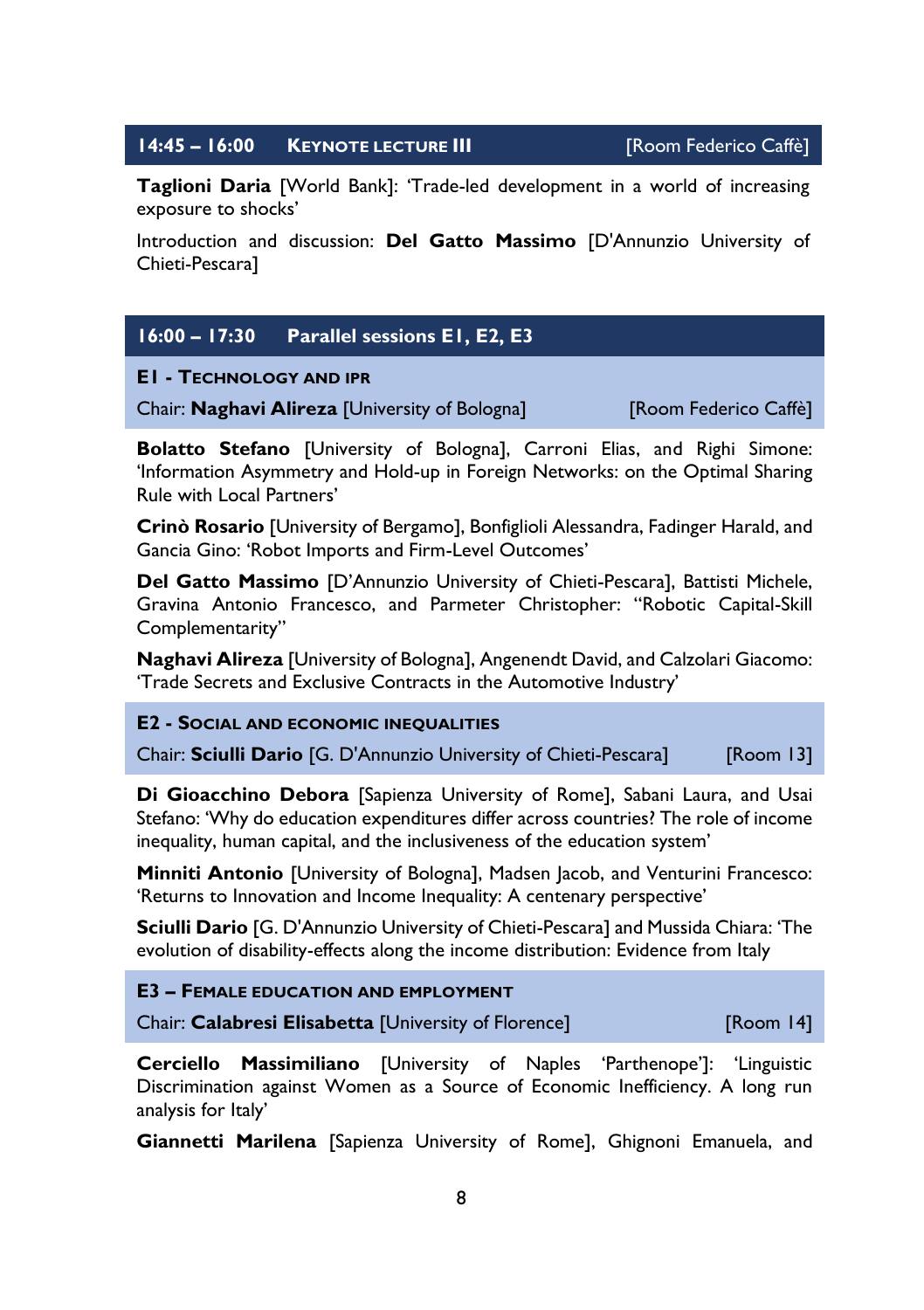## 14:45 – 16:00 KEYNOTE LECTURE III [Room Federico Caffè]

**Taglioni Daria** [World Bank]: 'Trade-led development in a world of increasing exposure to shocks'

Introduction and discussion: **Del Gatto Massimo** [D'Annunzio University of Chieti-Pescara]

## 16:00 – 17:30 Parallel sessions E1, E2, E3

### E1 - TECHNOLOGY AND IPR

Chair: **Naghavi Alireza** [University of Bologna] [Room Federico Caffè]

**Bolatto Stefano** [University of Bologna], Carroni Elias, and Righi Simone: 'Information Asymmetry and Hold-up in Foreign Networks: on the Optimal Sharing Rule with Local Partners'

**Crinò Rosario** [University of Bergamo], Bonfiglioli Alessandra, Fadinger Harald, and Gancia Gino: 'Robot Imports and Firm-Level Outcomes'

**Del Gatto Massimo** [D'Annunzio University of Chieti-Pescara], Battisti Michele, Gravina Antonio Francesco, and Parmeter Christopher: "Robotic Capital-Skill Complementarity"

**Naghavi Alireza** [University of Bologna], Angenendt David, and Calzolari Giacomo: 'Trade Secrets and Exclusive Contracts in the Automotive Industry'

### E2 - SOCIAL AND ECONOMIC INEQUALITIES

Chair: **Sciulli Dario** [G. D'Annunzio University of Chieti-Pescara] [Room 13]

**Di Gioacchino Debora** [Sapienza University of Rome], Sabani Laura, and Usai Stefano: 'Why do education expenditures differ across countries? The role of income inequality, human capital, and the inclusiveness of the education system'

**Minniti Antonio** [University of Bologna], Madsen Jacob, and Venturini Francesco: 'Returns to Innovation and Income Inequality: A centenary perspective'

**Sciulli Dario** [G. D'Annunzio University of Chieti-Pescara] and Mussida Chiara: 'The evolution of disability-effects along the income distribution: Evidence from Italy

### E3 – FEMALE EDUCATION AND EMPLOYMENT

Chair: **Calabresi Elisabetta** [University of Florence] [Room 14]

**Cerciello Massimiliano** [University of Naples 'Parthenope']: 'Linguistic Discrimination against Women as a Source of Economic Inefficiency. A long run analysis for Italy'

**Giannetti Marilena** [Sapienza University of Rome], Ghignoni Emanuela, and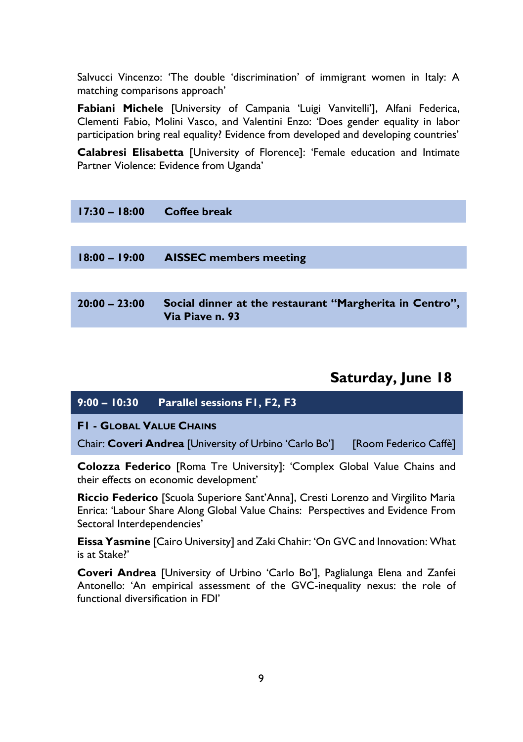Salvucci Vincenzo: 'The double 'discrimination' of immigrant women in Italy: A matching comparisons approach'

**Fabiani Michele** [University of Campania 'Luigi Vanvitelli'], Alfani Federica, Clementi Fabio, Molini Vasco, and Valentini Enzo: 'Does gender equality in labor participation bring real equality? Evidence from developed and developing countries'

**Calabresi Elisabetta** [University of Florence]: 'Female education and Intimate Partner Violence: Evidence from Uganda'

**17:30 – 18:00 Coffee break**

**18:00 – 19:00 AISSEC members meeting**

**20:00 – 23:00 Social dinner at the restaurant "Margherita in Centro", Via Piave n. 93**

## Saturday, June 18

**9:00 – 10:30 Parallel sessions F1, F2, F3**

**F1 - Global Value Chains**

Chair: **Coveri Andrea** [University of Urbino 'Carlo Bo'] [Room Federico Caffè]

**Colozza Federico** [Roma Tre University]: 'Complex Global Value Chains and their effects on economic development'

**Riccio Federico** [Scuola Superiore Sant'Anna], Cresti Lorenzo and Virgilito Maria Enrica: 'Labour Share Along Global Value Chains: Perspectives and Evidence From Sectoral Interdependencies'

**Eissa Yasmine** [Cairo University] and Zaki Chahir: 'On GVC and Innovation: What is at Stake?'

**Coveri Andrea** [University of Urbino 'Carlo Bo'], Paglialunga Elena and Zanfei Antonello: 'An empirical assessment of the GVC-inequality nexus: the role of functional diversification in FDI'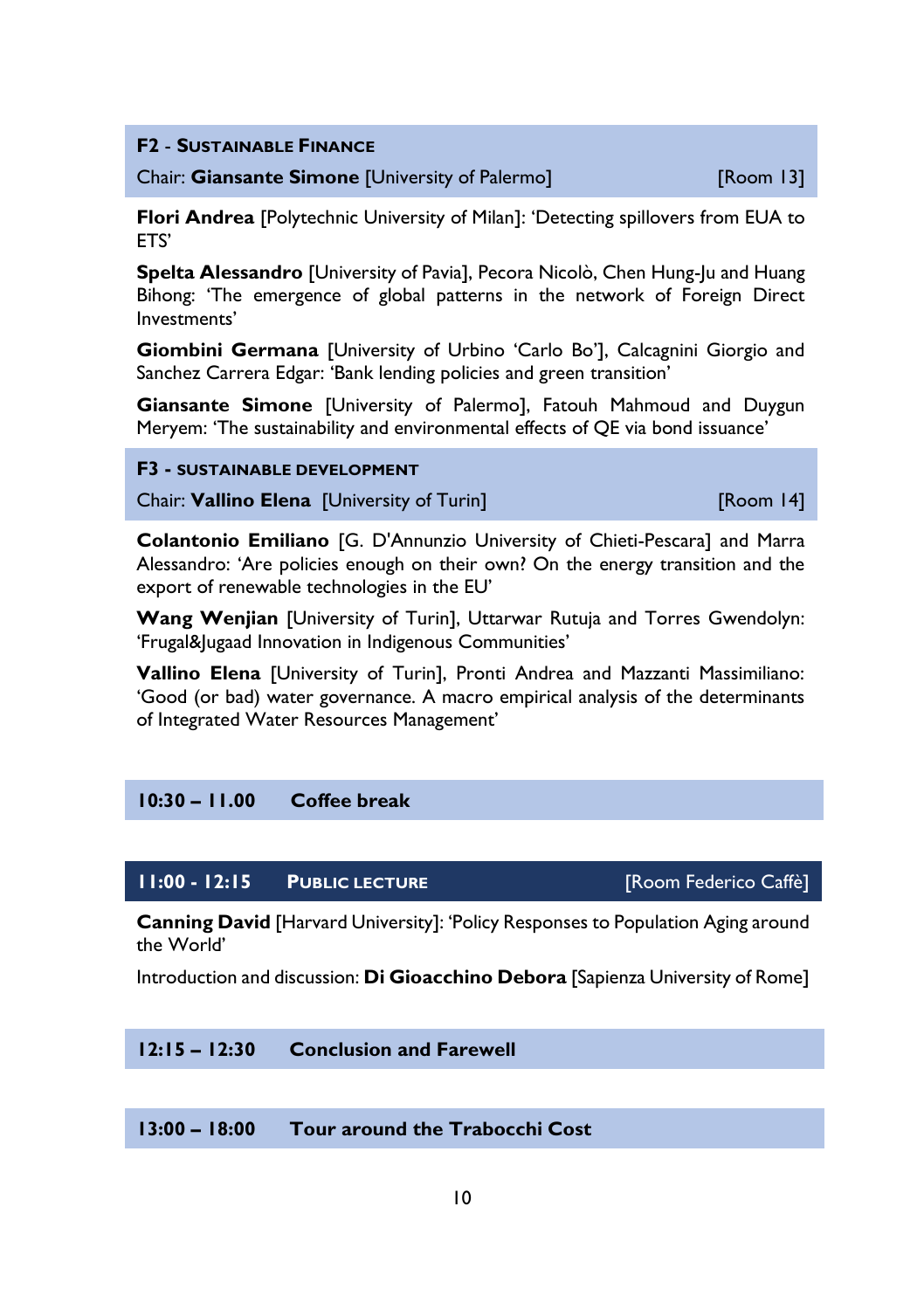### F2 - SUSTAINABLE FINANCE

Chair: **Giansante Simone** [University of Palermo] [Room 13]

**Flori Andrea** [Polytechnic University of Milan]: 'Detecting spillovers from EUA to ETS'

**Spelta Alessandro** [University of Pavia], Pecora Nicolò, Chen Hung-Ju and Huang Bihong: 'The emergence of global patterns in the network of Foreign Direct Investments'

**Giombini Germana** [University of Urbino 'Carlo Bo'], Calcagnini Giorgio and Sanchez Carrera Edgar: 'Bank lending policies and green transition'

**Giansante Simone** [University of Palermo], Fatouh Mahmoud and Duygun Meryem: 'The sustainability and environmental effects of QE via bond issuance'

### F3 - SUSTAINABLE DEVELOPMENT

Chair: **Vallino Elena** [University of Turin] [Room 14]

**Colantonio Emiliano** [G. D'Annunzio University of Chieti-Pescara] and Marra Alessandro: 'Are policies enough on their own? On the energy transition and the export of renewable technologies in the EU'

**Wang Wenjian** [University of Turin], Uttarwar Rutuja and Torres Gwendolyn: 'Frugal&Jugaad Innovation in Indigenous Communities'

**Vallino Elena** [University of Turin], Pronti Andrea and Mazzanti Massimiliano: 'Good (or bad) water governance. A macro empirical analysis of the determinants of Integrated Water Resources Management'

## 10:30 – 11.00 Coffee break

## 11:00 - 12:15 PUBLIC LECTURE [Room Federico Caffè]

**Canning David** [Harvard University]: 'Policy Responses to Population Aging around the World'

Introduction and discussion: **Di Gioacchino Debora** [Sapienza University of Rome]

## 12:15 – 12:30 Conclusion and Farewell

## 13:00 – 18:00 Tour around the Trabocchi Cost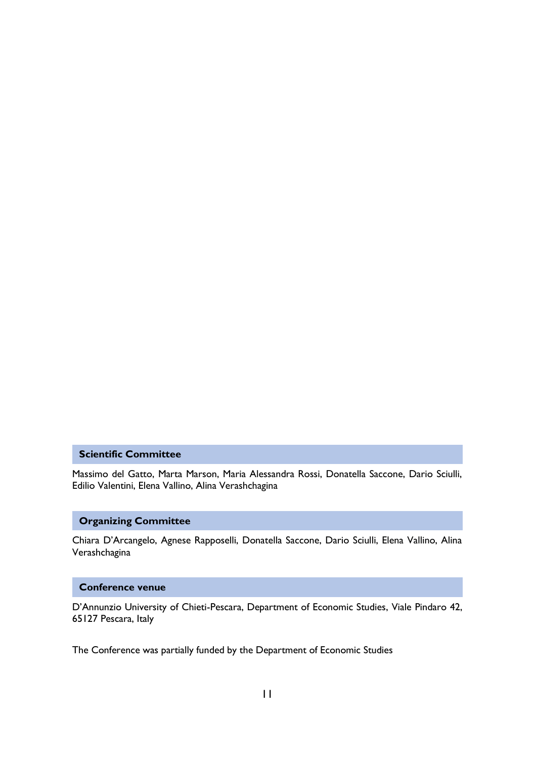### Scientific Committee

Massimo del Gatto, Marta Marson, Maria Alessandra Rossi, Donatella Saccone, Dario Sciulli, Edilio Valentini, Elena Vallino, Alina Verashchagina

### Organizing Committee

Chiara D'Arcangelo, Agnese Rapposelli, Donatella Saccone, Dario Sciulli, Elena Vallino, Alina Verashchagina

### Conference venue

D'Annunzio University of Chieti-Pescara, Department of Economic Studies, Viale Pindaro 42, 65127 Pescara, Italy

The Conference was partially funded by the Department of Economic Studies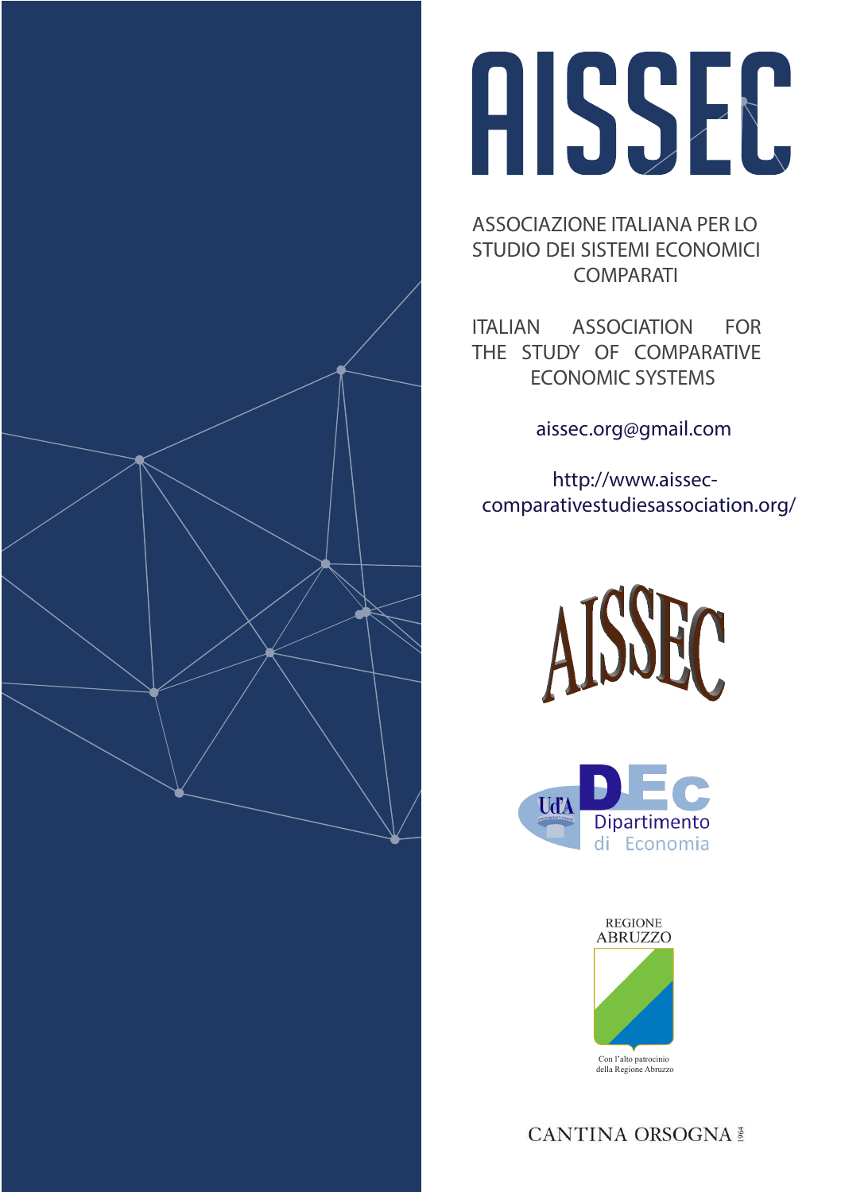# AISSEC

ASSOCIAZIONE ITALIANA PER LO STUDIO DEI SISTEMI ECONOMICI COMPARATI

ITALIAN ASSOCIATION FOR THE STUDY OF COMPARATIVE ECONOMIC SYSTEMS

aissec.org@gmail.com

http://www.aissec-comparativestudiesassociation.org/

AISSEC

UdA DEc Dipartimento di Economia

REGIONE ABRUZZO

Con l'alto patrocinio della Regione Abruzzo

CANTINA ORSOGNA 1964